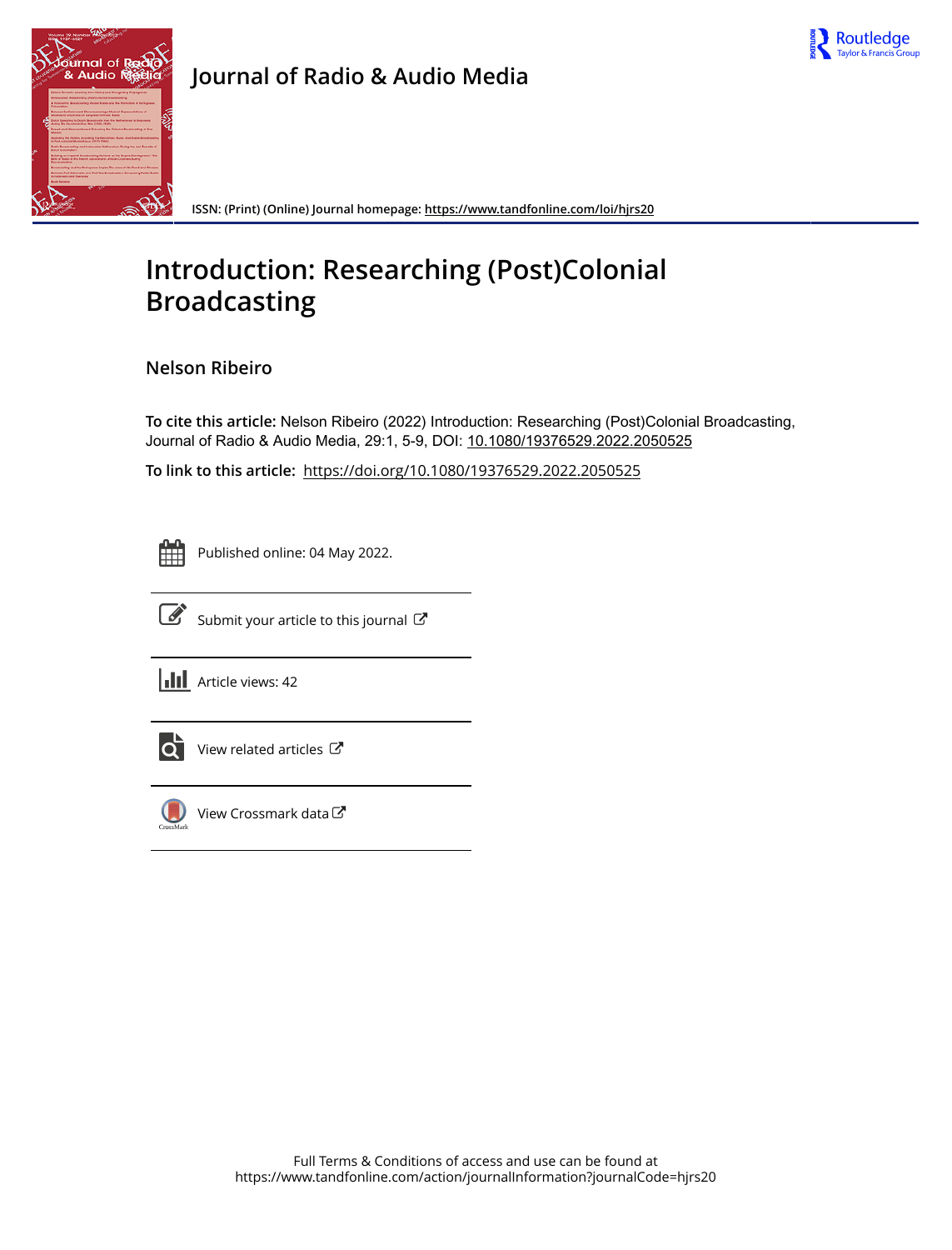# Journal of Radio & Audio Media

ISSN: (Print) (Online) Journal homepage: https://www.tandfonline.com/loi/hjrs20

# Introduction: Researching (Post)Colonial Broadcasting

**Nelson Ribeiro**

**To cite this article:** Nelson Ribeiro (2022) Introduction: Researching (Post)Colonial Broadcasting, Journal of Radio & Audio Media, 29:1, 5-9, DOI: 10.1080/19376529.2022.2050525

**To link to this article:** https://doi.org/10.1080/19376529.2022.2050525

Published online: 04 May 2022.

Submit your article to this journal

Article views: 42

View related articles

View Crossmark data

Full Terms & Conditions of access and use can be found at
https://www.tandfonline.com/action/journalInformation?journalCode=hjrs20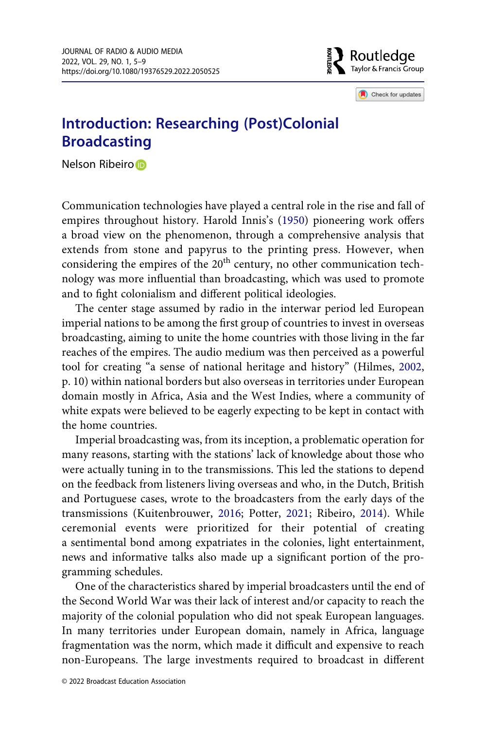# Introduction: Researching (Post)Colonial Broadcasting

Nelson Ribeiro

Communication technologies have played a central role in the rise and fall of empires throughout history. Harold Innis's (1950) pioneering work offers a broad view on the phenomenon, through a comprehensive analysis that extends from stone and papyrus to the printing press. However, when considering the empires of the 20th century, no other communication technology was more influential than broadcasting, which was used to promote and to fight colonialism and different political ideologies.

The center stage assumed by radio in the interwar period led European imperial nations to be among the first group of countries to invest in overseas broadcasting, aiming to unite the home countries with those living in the far reaches of the empires. The audio medium was then perceived as a powerful tool for creating "a sense of national heritage and history" (Hilmes, 2002, p. 10) within national borders but also overseas in territories under European domain mostly in Africa, Asia and the West Indies, where a community of white expats were believed to be eagerly expecting to be kept in contact with the home countries.

Imperial broadcasting was, from its inception, a problematic operation for many reasons, starting with the stations' lack of knowledge about those who were actually tuning in to the transmissions. This led the stations to depend on the feedback from listeners living overseas and who, in the Dutch, British and Portuguese cases, wrote to the broadcasters from the early days of the transmissions (Kuitenbrouwer, 2016; Potter, 2021; Ribeiro, 2014). While ceremonial events were prioritized for their potential of creating a sentimental bond among expatriates in the colonies, light entertainment, news and informative talks also made up a significant portion of the programming schedules.

One of the characteristics shared by imperial broadcasters until the end of the Second World War was their lack of interest and/or capacity to reach the majority of the colonial population who did not speak European languages. In many territories under European domain, namely in Africa, language fragmentation was the norm, which made it difficult and expensive to reach non-Europeans. The large investments required to broadcast in different

© 2022 Broadcast Education Association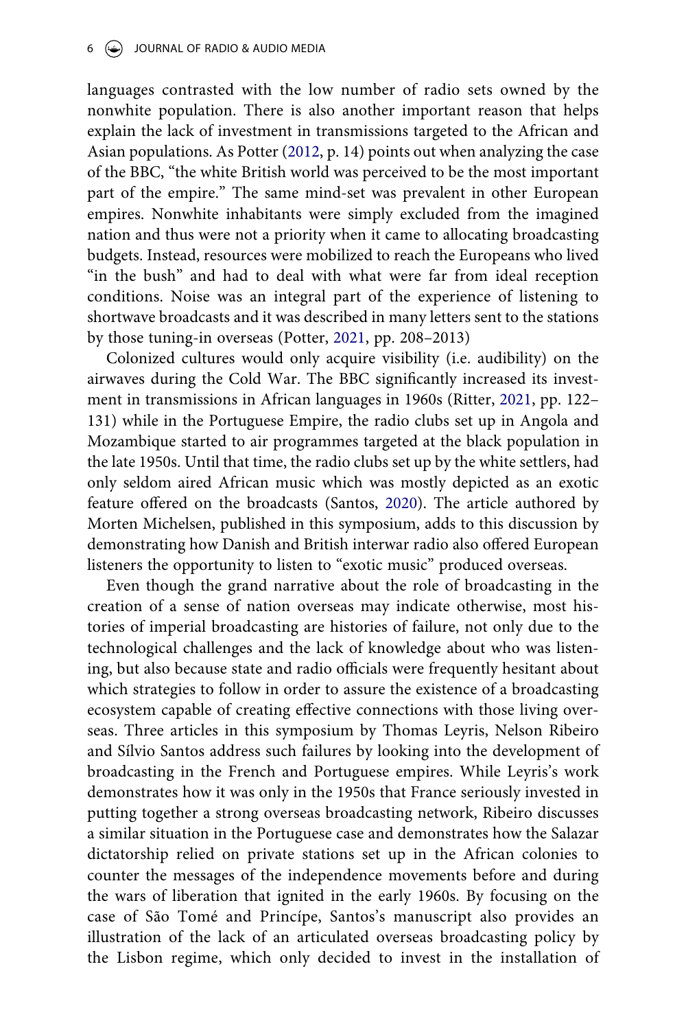languages contrasted with the low number of radio sets owned by the nonwhite population. There is also another important reason that helps explain the lack of investment in transmissions targeted to the African and Asian populations. As Potter (2012, p. 14) points out when analyzing the case of the BBC, "the white British world was perceived to be the most important part of the empire." The same mind-set was prevalent in other European empires. Nonwhite inhabitants were simply excluded from the imagined nation and thus were not a priority when it came to allocating broadcasting budgets. Instead, resources were mobilized to reach the Europeans who lived "in the bush" and had to deal with what were far from ideal reception conditions. Noise was an integral part of the experience of listening to shortwave broadcasts and it was described in many letters sent to the stations by those tuning-in overseas (Potter, 2021, pp. 208–2013)

Colonized cultures would only acquire visibility (i.e. audibility) on the airwaves during the Cold War. The BBC significantly increased its investment in transmissions in African languages in 1960s (Ritter, 2021, pp. 122–131) while in the Portuguese Empire, the radio clubs set up in Angola and Mozambique started to air programmes targeted at the black population in the late 1950s. Until that time, the radio clubs set up by the white settlers, had only seldom aired African music which was mostly depicted as an exotic feature offered on the broadcasts (Santos, 2020). The article authored by Morten Michelsen, published in this symposium, adds to this discussion by demonstrating how Danish and British interwar radio also offered European listeners the opportunity to listen to "exotic music" produced overseas.

Even though the grand narrative about the role of broadcasting in the creation of a sense of nation overseas may indicate otherwise, most histories of imperial broadcasting are histories of failure, not only due to the technological challenges and the lack of knowledge about who was listening, but also because state and radio officials were frequently hesitant about which strategies to follow in order to assure the existence of a broadcasting ecosystem capable of creating effective connections with those living overseas. Three articles in this symposium by Thomas Leyris, Nelson Ribeiro and Sílvio Santos address such failures by looking into the development of broadcasting in the French and Portuguese empires. While Leyris's work demonstrates how it was only in the 1950s that France seriously invested in putting together a strong overseas broadcasting network, Ribeiro discusses a similar situation in the Portuguese case and demonstrates how the Salazar dictatorship relied on private stations set up in the African colonies to counter the messages of the independence movements before and during the wars of liberation that ignited in the early 1960s. By focusing on the case of São Tomé and Princípe, Santos's manuscript also provides an illustration of the lack of an articulated overseas broadcasting policy by the Lisbon regime, which only decided to invest in the installation of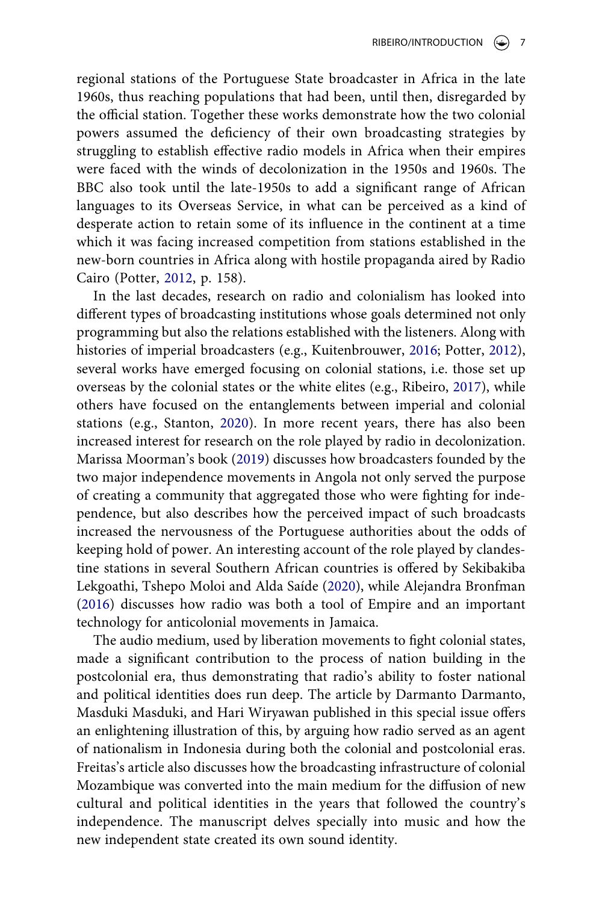regional stations of the Portuguese State broadcaster in Africa in the late 1960s, thus reaching populations that had been, until then, disregarded by the official station. Together these works demonstrate how the two colonial powers assumed the deficiency of their own broadcasting strategies by struggling to establish effective radio models in Africa when their empires were faced with the winds of decolonization in the 1950s and 1960s. The BBC also took until the late-1950s to add a significant range of African languages to its Overseas Service, in what can be perceived as a kind of desperate action to retain some of its influence in the continent at a time which it was facing increased competition from stations established in the new-born countries in Africa along with hostile propaganda aired by Radio Cairo (Potter, 2012, p. 158).

In the last decades, research on radio and colonialism has looked into different types of broadcasting institutions whose goals determined not only programming but also the relations established with the listeners. Along with histories of imperial broadcasters (e.g., Kuitenbrouwer, 2016; Potter, 2012), several works have emerged focusing on colonial stations, i.e. those set up overseas by the colonial states or the white elites (e.g., Ribeiro, 2017), while others have focused on the entanglements between imperial and colonial stations (e.g., Stanton, 2020). In more recent years, there has also been increased interest for research on the role played by radio in decolonization. Marissa Moorman's book (2019) discusses how broadcasters founded by the two major independence movements in Angola not only served the purpose of creating a community that aggregated those who were fighting for independence, but also describes how the perceived impact of such broadcasts increased the nervousness of the Portuguese authorities about the odds of keeping hold of power. An interesting account of the role played by clandestine stations in several Southern African countries is offered by Sekibakiba Lekgoathi, Tshepo Moloi and Alda Saíde (2020), while Alejandra Bronfman (2016) discusses how radio was both a tool of Empire and an important technology for anticolonial movements in Jamaica.

The audio medium, used by liberation movements to fight colonial states, made a significant contribution to the process of nation building in the postcolonial era, thus demonstrating that radio's ability to foster national and political identities does run deep. The article by Darmanto Darmanto, Masduki Masduki, and Hari Wiryawan published in this special issue offers an enlightening illustration of this, by arguing how radio served as an agent of nationalism in Indonesia during both the colonial and postcolonial eras. Freitas's article also discusses how the broadcasting infrastructure of colonial Mozambique was converted into the main medium for the diffusion of new cultural and political identities in the years that followed the country's independence. The manuscript delves specially into music and how the new independent state created its own sound identity.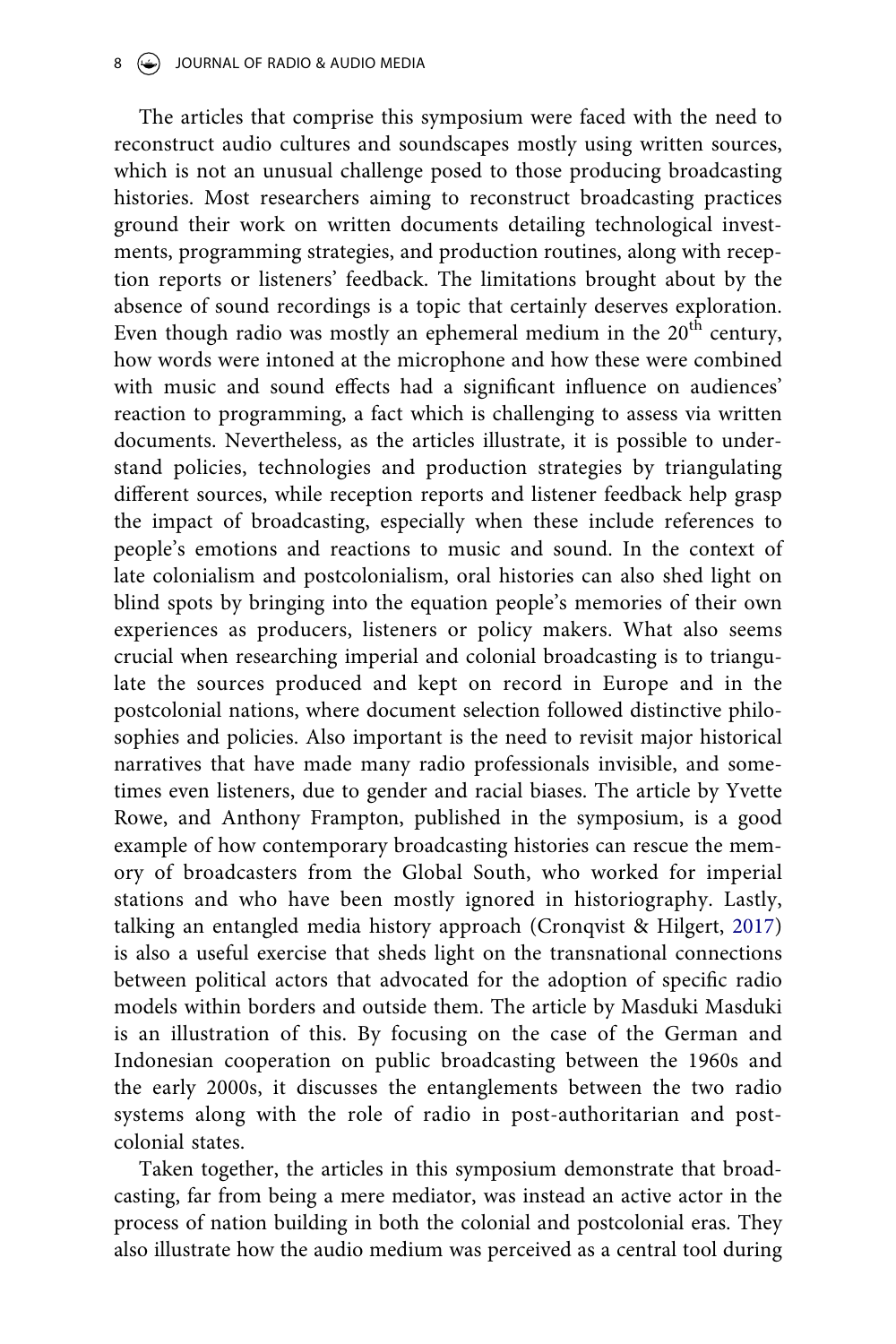The articles that comprise this symposium were faced with the need to reconstruct audio cultures and soundscapes mostly using written sources, which is not an unusual challenge posed to those producing broadcasting histories. Most researchers aiming to reconstruct broadcasting practices ground their work on written documents detailing technological investments, programming strategies, and production routines, along with reception reports or listeners' feedback. The limitations brought about by the absence of sound recordings is a topic that certainly deserves exploration. Even though radio was mostly an ephemeral medium in the 20th century, how words were intoned at the microphone and how these were combined with music and sound effects had a significant influence on audiences' reaction to programming, a fact which is challenging to assess via written documents. Nevertheless, as the articles illustrate, it is possible to understand policies, technologies and production strategies by triangulating different sources, while reception reports and listener feedback help grasp the impact of broadcasting, especially when these include references to people's emotions and reactions to music and sound. In the context of late colonialism and postcolonialism, oral histories can also shed light on blind spots by bringing into the equation people's memories of their own experiences as producers, listeners or policy makers. What also seems crucial when researching imperial and colonial broadcasting is to triangulate the sources produced and kept on record in Europe and in the postcolonial nations, where document selection followed distinctive philosophies and policies. Also important is the need to revisit major historical narratives that have made many radio professionals invisible, and sometimes even listeners, due to gender and racial biases. The article by Yvette Rowe, and Anthony Frampton, published in the symposium, is a good example of how contemporary broadcasting histories can rescue the memory of broadcasters from the Global South, who worked for imperial stations and who have been mostly ignored in historiography. Lastly, talking an entangled media history approach (Cronqvist & Hilgert, 2017) is also a useful exercise that sheds light on the transnational connections between political actors that advocated for the adoption of specific radio models within borders and outside them. The article by Masduki Masduki is an illustration of this. By focusing on the case of the German and Indonesian cooperation on public broadcasting between the 1960s and the early 2000s, it discusses the entanglements between the two radio systems along with the role of radio in post-authoritarian and postcolonial states.

Taken together, the articles in this symposium demonstrate that broadcasting, far from being a mere mediator, was instead an active actor in the process of nation building in both the colonial and postcolonial eras. They also illustrate how the audio medium was perceived as a central tool during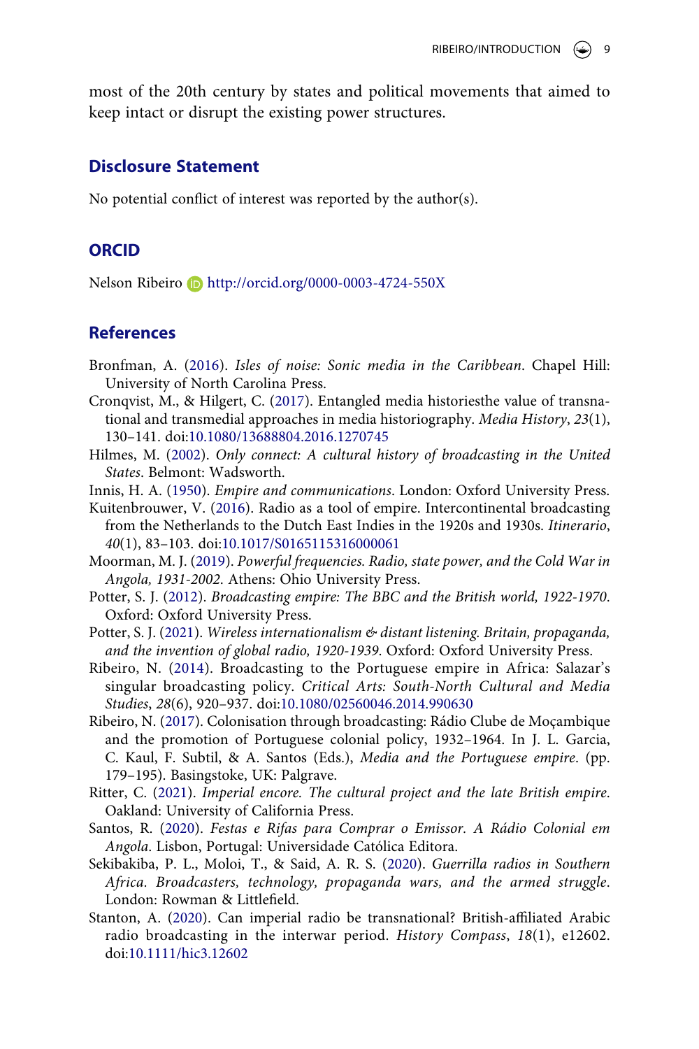most of the 20th century by states and political movements that aimed to keep intact or disrupt the existing power structures.

## Disclosure Statement

No potential conflict of interest was reported by the author(s).

## ORCID

Nelson Ribeiro http://orcid.org/0000-0003-4724-550X

## References

Bronfman, A. (2016). *Isles of noise: Sonic media in the Caribbean*. Chapel Hill: University of North Carolina Press.

Cronqvist, M., & Hilgert, C. (2017). Entangled media historiesthe value of transnational and transmedial approaches in media historiography. *Media History*, *23*(1), 130–141. doi:10.1080/13688804.2016.1270745

Hilmes, M. (2002). *Only connect: A cultural history of broadcasting in the United States*. Belmont: Wadsworth.

Innis, H. A. (1950). *Empire and communications*. London: Oxford University Press.

Kuitenbrouwer, V. (2016). Radio as a tool of empire. Intercontinental broadcasting from the Netherlands to the Dutch East Indies in the 1920s and 1930s. *Itinerario*, *40*(1), 83–103. doi:10.1017/S0165115316000061

Moorman, M. J. (2019). *Powerful frequencies. Radio, state power, and the Cold War in Angola, 1931-2002*. Athens: Ohio University Press.

Potter, S. J. (2012). *Broadcasting empire: The BBC and the British world, 1922-1970*. Oxford: Oxford University Press.

Potter, S. J. (2021). *Wireless internationalism & distant listening. Britain, propaganda, and the invention of global radio, 1920-1939*. Oxford: Oxford University Press.

Ribeiro, N. (2014). Broadcasting to the Portuguese empire in Africa: Salazar's singular broadcasting policy. *Critical Arts: South-North Cultural and Media Studies*, *28*(6), 920–937. doi:10.1080/02560046.2014.990630

Ribeiro, N. (2017). Colonisation through broadcasting: Rádio Clube de Moçambique and the promotion of Portuguese colonial policy, 1932–1964. In J. L. Garcia, C. Kaul, F. Subtil, & A. Santos (Eds.), *Media and the Portuguese empire*. (pp. 179–195). Basingstoke, UK: Palgrave.

Ritter, C. (2021). *Imperial encore. The cultural project and the late British empire*. Oakland: University of California Press.

Santos, R. (2020). *Festas e Rifas para Comprar o Emissor. A Rádio Colonial em Angola*. Lisbon, Portugal: Universidade Católica Editora.

Sekibakiba, P. L., Moloi, T., & Said, A. R. S. (2020). *Guerrilla radios in Southern Africa. Broadcasters, technology, propaganda wars, and the armed struggle*. London: Rowman & Littlefield.

Stanton, A. (2020). Can imperial radio be transnational? British-affiliated Arabic radio broadcasting in the interwar period. *History Compass*, *18*(1), e12602. doi:10.1111/hic3.12602